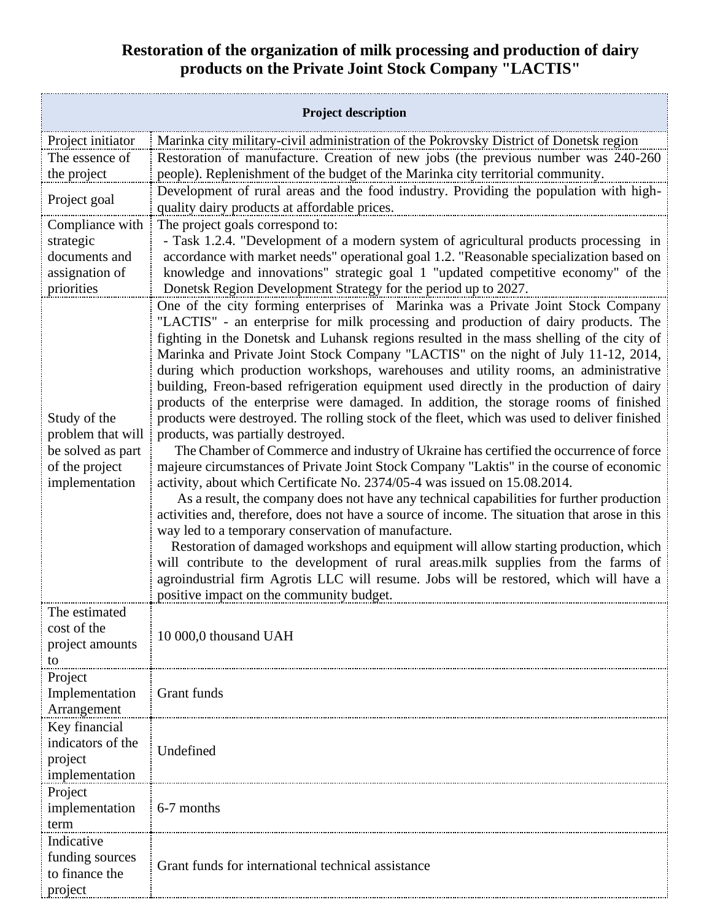# Restoration of the organization of milk processing and production of dairy products on the Private Joint Stock Company "LACTIS"

| Project description | |
|---|---|
| Project initiator | Marinka city military-civil administration of the Pokrovsky District of Donetsk region |
| The essence of the project | Restoration of manufacture. Creation of new jobs (the previous number was 240-260 people). Replenishment of the budget of the Marinka city territorial community. |
| Project goal | Development of rural areas and the food industry. Providing the population with high-quality dairy products at affordable prices. |
| Compliance with strategic documents and assignation of priorities | The project goals correspond to:<br>- Task 1.2.4. "Development of a modern system of agricultural products processing in accordance with market needs" operational goal 1.2. "Reasonable specialization based on knowledge and innovations" strategic goal 1 "updated competitive economy" of the Donetsk Region Development Strategy for the period up to 2027. |
| Study of the problem that will be solved as part of the project implementation | One of the city forming enterprises of Marinka was a Private Joint Stock Company "LACTIS" - an enterprise for milk processing and production of dairy products. The fighting in the Donetsk and Luhansk regions resulted in the mass shelling of the city of Marinka and Private Joint Stock Company "LACTIS" on the night of July 11-12, 2014, during which production workshops, warehouses and utility rooms, an administrative building, Freon-based refrigeration equipment used directly in the production of dairy products of the enterprise were damaged. In addition, the storage rooms of finished products were destroyed. The rolling stock of the fleet, which was used to deliver finished products, was partially destroyed.<br>The Chamber of Commerce and industry of Ukraine has certified the occurrence of force majeure circumstances of Private Joint Stock Company "Laktis" in the course of economic activity, about which Certificate No. 2374/05-4 was issued on 15.08.2014.<br>As a result, the company does not have any technical capabilities for further production activities and, therefore, does not have a source of income. The situation that arose in this way led to a temporary conservation of manufacture.<br>Restoration of damaged workshops and equipment will allow starting production, which will contribute to the development of rural areas.milk supplies from the farms of agroindustrial firm Agrotis LLC will resume. Jobs will be restored, which will have a positive impact on the community budget. |
| The estimated cost of the project amounts to | 10 000,0 thousand UAH |
| Project Implementation Arrangement | Grant funds |
| Key financial indicators of the project implementation | Undefined |
| Project implementation term | 6-7 months |
| Indicative funding sources to finance the project | Grant funds for international technical assistance |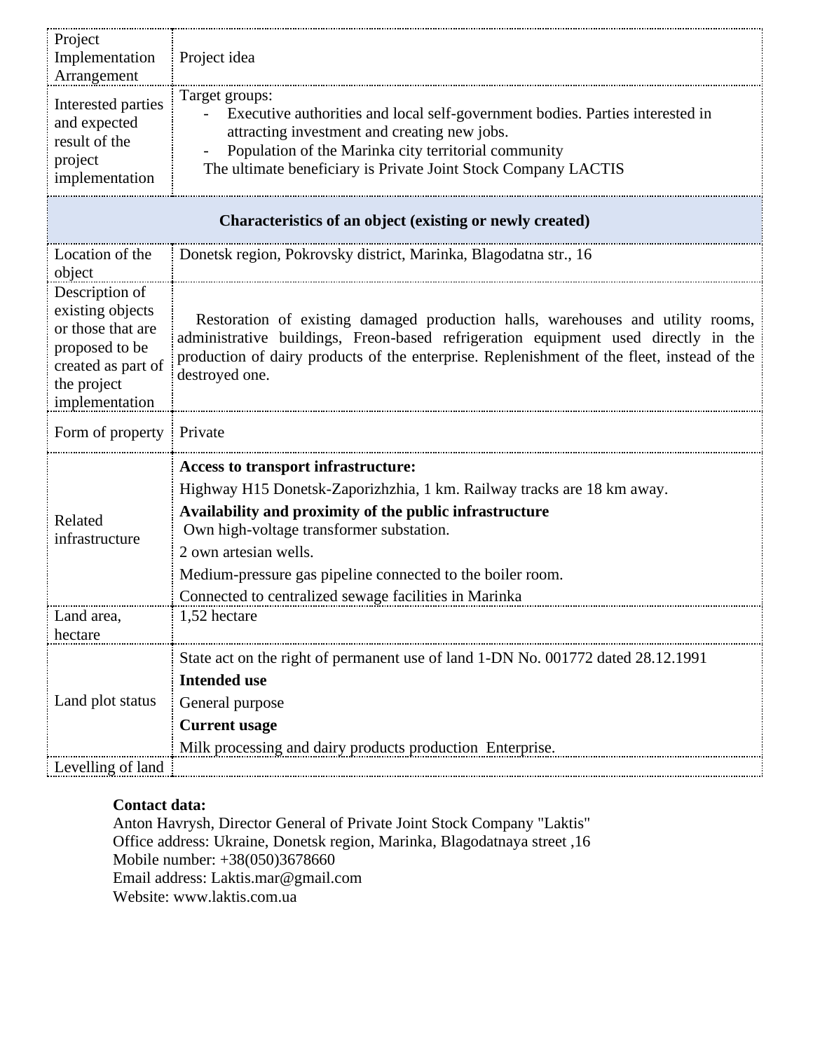| | |
|---|---|
| Project Implementation Arrangement | Project idea |
| Interested parties and expected result of the project implementation | Target groups:<br>- Executive authorities and local self-government bodies. Parties interested in attracting investment and creating new jobs.<br>- Population of the Marinka city territorial community<br>The ultimate beneficiary is Private Joint Stock Company LACTIS |
| **Characteristics of an object (existing or newly created)** | |
| Location of the object | Donetsk region, Pokrovsky district, Marinka, Blagodatna str., 16 |
| Description of existing objects or those that are proposed to be created as part of the project implementation | Restoration of existing damaged production halls, warehouses and utility rooms, administrative buildings, Freon-based refrigeration equipment used directly in the production of dairy products of the enterprise. Replenishment of the fleet, instead of the destroyed one. |
| Form of property | Private |
| Related infrastructure | **Access to transport infrastructure:**<br>Highway H15 Donetsk-Zaporizhzhia, 1 km. Railway tracks are 18 km away.<br>**Availability and proximity of the public infrastructure**<br>Own high-voltage transformer substation.<br>2 own artesian wells.<br>Medium-pressure gas pipeline connected to the boiler room.<br>Connected to centralized sewage facilities in Marinka |
| Land area, hectare | 1,52 hectare |
| Land plot status | State act on the right of permanent use of land 1-DN No. 001772 dated 28.12.1991<br>**Intended use**<br>General purpose<br>**Current usage**<br>Milk processing and dairy products production Enterprise. |
| Levelling of land | |

**Contact data:**
Anton Havrysh, Director General of Private Joint Stock Company "Laktis"
Office address: Ukraine, Donetsk region, Marinka, Blagodatnaya street ,16
Mobile number: +38(050)3678660
Email address: Laktis.mar@gmail.com
Website: www.laktis.com.ua